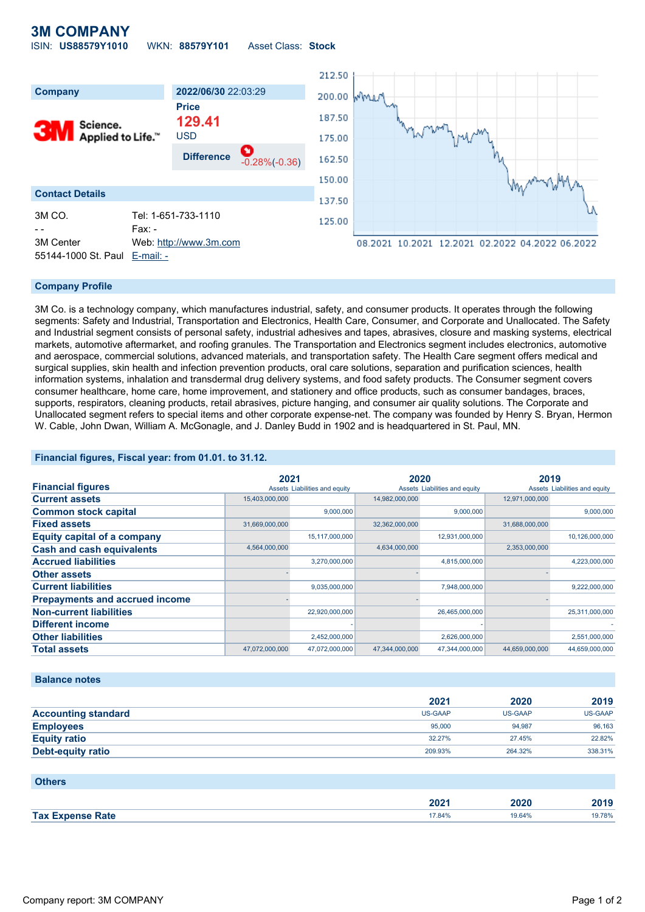# 3M COMPANY

ISIN: **US88579Y1010** WKN: **88579Y101** Asset Class: **Stock**

| Company | 2022/06/30 22:03:29 |
|---|---|
| 3M Science. Applied to Life.™ | Price **129.41** USD |
| | Difference -0.28%(-0.36) |

## Contact Details

| | |
|---|---|
| 3M CO. | Tel: 1-651-733-1110 |
| - - | Fax: - |
| 3M Center | Web: http://www.3m.com |
| 55144-1000 St. Paul | E-mail: - |

## Company Profile

3M Co. is a technology company, which manufactures industrial, safety, and consumer products. It operates through the following segments: Safety and Industrial, Transportation and Electronics, Health Care, Consumer, and Corporate and Unallocated. The Safety and Industrial segment consists of personal safety, industrial adhesives and tapes, abrasives, closure and masking systems, electrical markets, automotive aftermarket, and roofing granules. The Transportation and Electronics segment includes electronics, automotive and aerospace, commercial solutions, advanced materials, and transportation safety. The Health Care segment offers medical and surgical supplies, skin health and infection prevention products, oral care solutions, separation and purification sciences, health information systems, inhalation and transdermal drug delivery systems, and food safety products. The Consumer segment covers consumer healthcare, home care, home improvement, and stationery and office products, such as consumer bandages, braces, supports, respirators, cleaning products, retail abrasives, picture hanging, and consumer air quality solutions. The Corporate and Unallocated segment refers to special items and other corporate expense-net. The company was founded by Henry S. Bryan, Hermon W. Cable, John Dwan, William A. McGonagle, and J. Danley Budd in 1902 and is headquartered in St. Paul, MN.

## Financial figures, Fiscal year: from 01.01. to 31.12.

| Financial figures | 2021 | | 2020 | | 2019 | |
|---|---|---|---|---|---|---|
| | Assets | Liabilities and equity | Assets | Liabilities and equity | Assets | Liabilities and equity |
| Current assets | 15,403,000,000 | | 14,982,000,000 | | 12,971,000,000 | |
| Common stock capital | | 9,000,000 | | 9,000,000 | | 9,000,000 |
| Fixed assets | 31,669,000,000 | | 32,362,000,000 | | 31,688,000,000 | |
| Equity capital of a company | | 15,117,000,000 | | 12,931,000,000 | | 10,126,000,000 |
| Cash and cash equivalents | 4,564,000,000 | | 4,634,000,000 | | 2,353,000,000 | |
| Accrued liabilities | | 3,270,000,000 | | 4,815,000,000 | | 4,223,000,000 |
| Other assets | - | | - | | - | |
| Current liabilities | | 9,035,000,000 | | 7,948,000,000 | | 9,222,000,000 |
| Prepayments and accrued income | - | | - | | - | |
| Non-current liabilities | | 22,920,000,000 | | 26,465,000,000 | | 25,311,000,000 |
| Different income | | - | | - | | - |
| Other liabilities | | 2,452,000,000 | | 2,626,000,000 | | 2,551,000,000 |
| Total assets | 47,072,000,000 | 47,072,000,000 | 47,344,000,000 | 47,344,000,000 | 44,659,000,000 | 44,659,000,000 |

## Balance notes

| | 2021 | 2020 | 2019 |
|---|---|---|---|
| Accounting standard | US-GAAP | US-GAAP | US-GAAP |
| Employees | 95,000 | 94,987 | 96,163 |
| Equity ratio | 32.27% | 27.45% | 22.82% |
| Debt-equity ratio | 209.93% | 264.32% | 338.31% |

## Others

| | 2021 | 2020 | 2019 |
|---|---|---|---|
| Tax Expense Rate | 17.84% | 19.64% | 19.78% |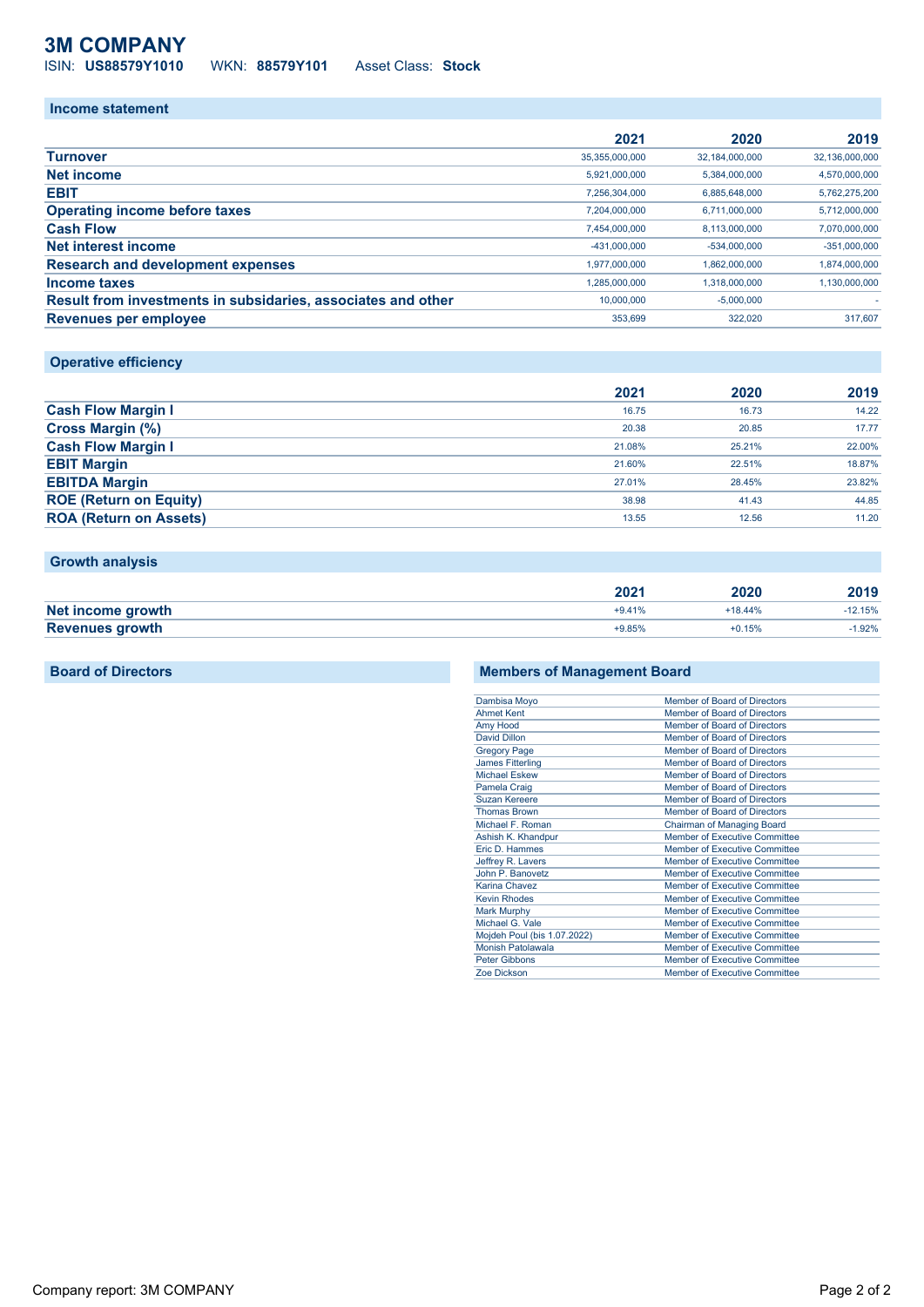# 3M COMPANY

ISIN: **US88579Y1010** WKN: **88579Y101** Asset Class: **Stock**

## Income statement

| | 2021 | 2020 | 2019 |
|---|---|---|---|
| **Turnover** | 35,355,000,000 | 32,184,000,000 | 32,136,000,000 |
| **Net income** | 5,921,000,000 | 5,384,000,000 | 4,570,000,000 |
| **EBIT** | 7,256,304,000 | 6,885,648,000 | 5,762,275,200 |
| **Operating income before taxes** | 7,204,000,000 | 6,711,000,000 | 5,712,000,000 |
| **Cash Flow** | 7,454,000,000 | 8,113,000,000 | 7,070,000,000 |
| **Net interest income** | -431,000,000 | -534,000,000 | -351,000,000 |
| **Research and development expenses** | 1,977,000,000 | 1,862,000,000 | 1,874,000,000 |
| **Income taxes** | 1,285,000,000 | 1,318,000,000 | 1,130,000,000 |
| **Result from investments in subsidaries, associates and other** | 10,000,000 | -5,000,000 | - |
| **Revenues per employee** | 353,699 | 322,020 | 317,607 |

## Operative efficiency

| | 2021 | 2020 | 2019 |
|---|---|---|---|
| **Cash Flow Margin I** | 16.75 | 16.73 | 14.22 |
| **Cross Margin (%)** | 20.38 | 20.85 | 17.77 |
| **Cash Flow Margin I** | 21.08% | 25.21% | 22.00% |
| **EBIT Margin** | 21.60% | 22.51% | 18.87% |
| **EBITDA Margin** | 27.01% | 28.45% | 23.82% |
| **ROE (Return on Equity)** | 38.98 | 41.43 | 44.85 |
| **ROA (Return on Assets)** | 13.55 | 12.56 | 11.20 |

## Growth analysis

| | 2021 | 2020 | 2019 |
|---|---|---|---|
| **Net income growth** | +9.41% | +18.44% | -12.15% |
| **Revenues growth** | +9.85% | +0.15% | -1.92% |

## Board of Directors

## Members of Management Board

| | |
|---|---|
| Dambisa Moyo | Member of Board of Directors |
| Ahmet Kent | Member of Board of Directors |
| Amy Hood | Member of Board of Directors |
| David Dillon | Member of Board of Directors |
| Gregory Page | Member of Board of Directors |
| James Fitterling | Member of Board of Directors |
| Michael Eskew | Member of Board of Directors |
| Pamela Craig | Member of Board of Directors |
| Suzan Kereere | Member of Board of Directors |
| Thomas Brown | Member of Board of Directors |
| Michael F. Roman | Chairman of Managing Board |
| Ashish K. Khandpur | Member of Executive Committee |
| Eric D. Hammes | Member of Executive Committee |
| Jeffrey R. Lavers | Member of Executive Committee |
| John P. Banovetz | Member of Executive Committee |
| Karina Chavez | Member of Executive Committee |
| Kevin Rhodes | Member of Executive Committee |
| Mark Murphy | Member of Executive Committee |
| Michael G. Vale | Member of Executive Committee |
| Mojdeh Poul (bis 1.07.2022) | Member of Executive Committee |
| Monish Patolawala | Member of Executive Committee |
| Peter Gibbons | Member of Executive Committee |
| Zoe Dickson | Member of Executive Committee |